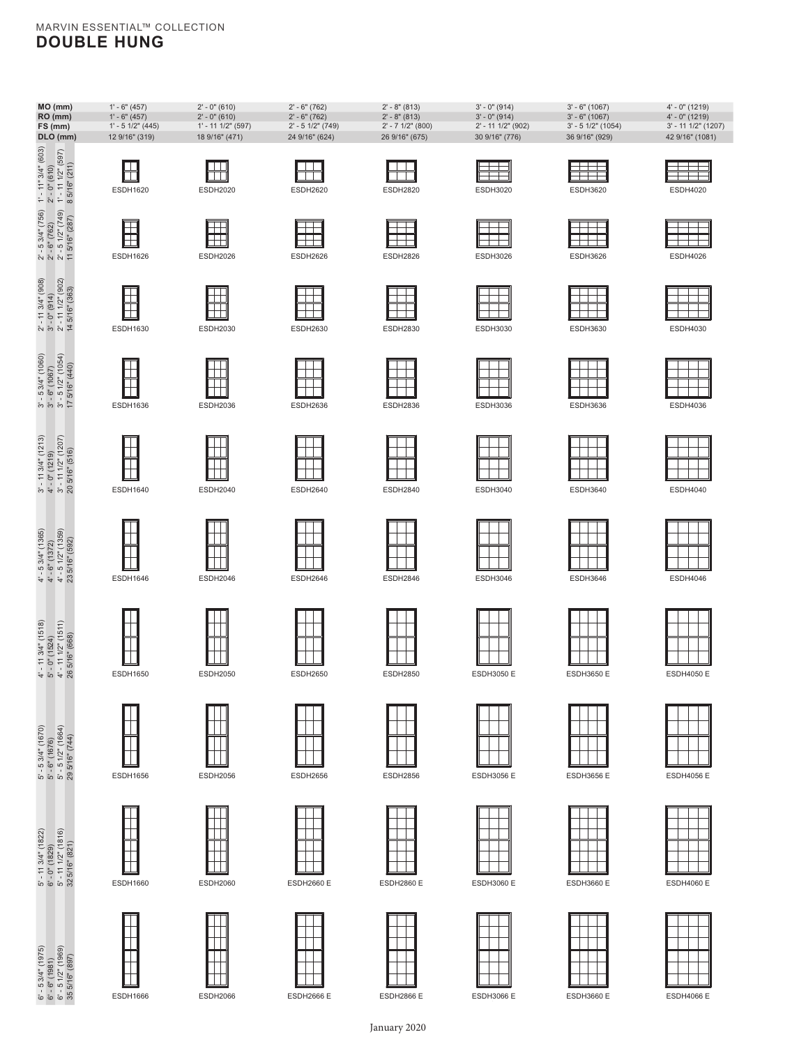MARVIN ESSENTIAL™ COLLECTION

# DOUBLE HUNG

| MO (mm) / RO (mm) / FS (mm) / DLO (mm) | 1' - 6" (457) / 1' - 6" (457) / 1' - 5 1/2" (445) / 12 9/16" (319) | 2' - 0" (610) / 2' - 0" (610) / 1' - 11 1/2" (597) / 18 9/16" (471) | 2' - 6" (762) / 2' - 6" (762) / 2' - 5 1/2" (749) / 24 9/16" (624) | 2' - 8" (813) / 2' - 8" (813) / 2' - 7 1/2" (800) / 26 9/16" (675) | 3' - 0" (914) / 3' - 0" (914) / 2' - 11 1/2" (902) / 30 9/16" (776) | 3' - 6" (1067) / 3' - 6" (1067) / 3' - 5 1/2" (1054) / 36 9/16" (929) | 4' - 0" (1219) / 4' - 0" (1219) / 3' - 11 1/2" (1207) / 42 9/16" (1081) |
|---|---|---|---|---|---|---|---|
| 1' - 11" 3/4" (603) / 2' - 0" (610) / 1' - 11 1/2" (597) / 8 5/16" (211) | ESDH1620 | ESDH2020 | ESDH2620 | ESDH2820 | ESDH3020 | ESDH3620 | ESDH4020 |
| 2' - 5 3/4" (756) / 2' - 6" (762) / 2' - 5 1/2" (749) / 11 5/16" (287) | ESDH1626 | ESDH2026 | ESDH2626 | ESDH2826 | ESDH3026 | ESDH3626 | ESDH4026 |
| 2' - 11 3/4" (908) / 3' - 0" (914) / 2' - 11 1/2" (902) / 14 5/16" (363) | ESDH1630 | ESDH2030 | ESDH2630 | ESDH2830 | ESDH3030 | ESDH3630 | ESDH4030 |
| 3' - 5 3/4" (1060) / 3' - 6" (1067) / 3' - 5 1/2" (1054) / 17 5/16" (440) | ESDH1636 | ESDH2036 | ESDH2636 | ESDH2836 | ESDH3036 | ESDH3636 | ESDH4036 |
| 3' - 11 3/4" (1213) / 4' - 0" (1219) / 3' - 11 1/2" (1207) / 20 5/16" (516) | ESDH1640 | ESDH2040 | ESDH2640 | ESDH2840 | ESDH3040 | ESDH3640 | ESDH4040 |
| 4' - 5 3/4" (1365) / 4' - 6" (1372) / 4' - 5 1/2" (1359) / 23 5/16" (592) | ESDH1646 | ESDH2046 | ESDH2646 | ESDH2846 | ESDH3046 | ESDH3646 | ESDH4046 |
| 4' - 11 3/4" (1518) / 5' - 0" (1524) / 4' - 11 1/2" (1511) / 26 5/16" (668) | ESDH1650 | ESDH2050 | ESDH2650 | ESDH2850 | ESDH3050 E | ESDH3650 E | ESDH4050 E |
| 5' - 5 3/4" (1670) / 5' - 6" (1676) / 5' - 5 1/2" (1664) / 29 5/16" (744) | ESDH1656 | ESDH2056 | ESDH2656 | ESDH2856 | ESDH3056 E | ESDH3656 E | ESDH4056 E |
| 5' - 11 3/4" (1822) / 6' - 0" (1829) / 5' - 11 1/2" (1816) / 32 5/16" (821) | ESDH1660 | ESDH2060 | ESDH2660 E | ESDH2860 E | ESDH3060 E | ESDH3660 E | ESDH4060 E |
| 6' - 5 3/4" (1975) / 6' - 6" (1981) / 6' - 5 1/2" (1969) / 35 5/16" (897) | ESDH1666 | ESDH2066 | ESDH2666 E | ESDH2866 E | ESDH3066 E | ESDH3660 E | ESDH4066 E |

January 2020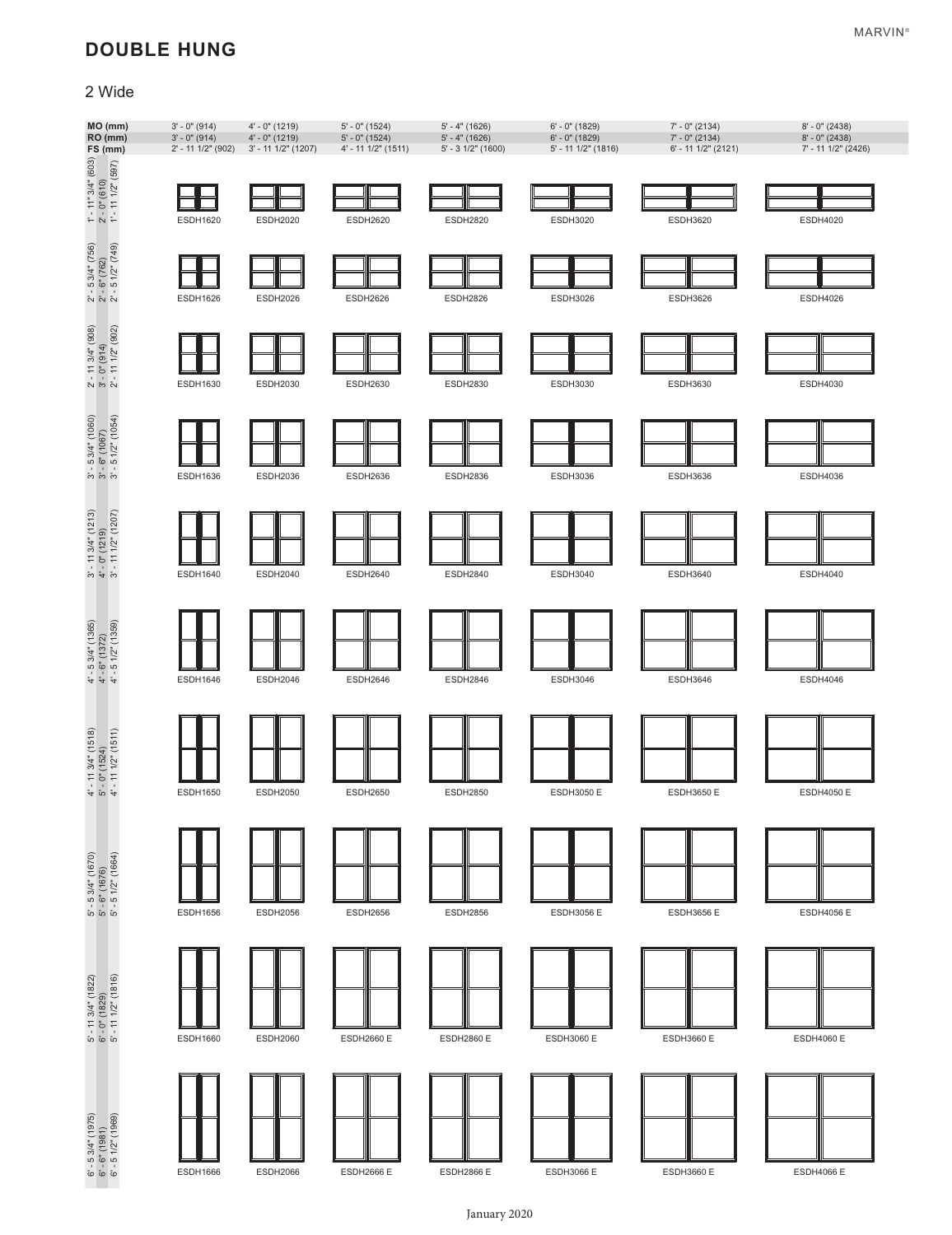## DOUBLE HUNG

2 Wide

| MO (mm) / RO (mm) / FS (mm) | 3' - 0" (914) / 3' - 0" (914) / 2' - 11 1/2" (902) | 4' - 0" (1219) / 4' - 0" (1219) / 3' - 11 1/2" (1207) | 5' - 0" (1524) / 5' - 0" (1524) / 4' - 11 1/2" (1511) | 5' - 4" (1626) / 5' - 4" (1626) / 5' - 3 1/2" (1600) | 6' - 0" (1829) / 6' - 0" (1829) / 5' - 11 1/2" (1816) | 7' - 0" (2134) / 7' - 0" (2134) / 6' - 11 1/2" (2121) | 8' - 0" (2438) / 8' - 0" (2438) / 7' - 11 1/2" (2426) |
|---|---|---|---|---|---|---|---|
| 1' - 11" 3/4" (603) / 2' - 0" (610) / 1' - 11 1/2" (597) | ESDH1620 | ESDH2020 | ESDH2620 | ESDH2820 | ESDH3020 | ESDH3620 | ESDH4020 |
| 2' - 5 3/4" (756) / 2' - 6" (762) / 2' - 5 1/2" (749) | ESDH1626 | ESDH2026 | ESDH2626 | ESDH2826 | ESDH3026 | ESDH3626 | ESDH4026 |
| 2' - 11 3/4" (908) / 3' - 0" (914) / 2' - 11 1/2" (902) | ESDH1630 | ESDH2030 | ESDH2630 | ESDH2830 | ESDH3030 | ESDH3630 | ESDH4030 |
| 3' - 5 3/4" (1060) / 3' - 6" (1067) / 3' - 5 1/2" (1054) | ESDH1636 | ESDH2036 | ESDH2636 | ESDH2836 | ESDH3036 | ESDH3636 | ESDH4036 |
| 3' - 11 3/4" (1213) / 4' - 0" (1219) / 3' - 11 1/2" (1207) | ESDH1640 | ESDH2040 | ESDH2640 | ESDH2840 | ESDH3040 | ESDH3640 | ESDH4040 |
| 4' - 5 3/4" (1365) / 4' - 6" (1372) / 4' - 5 1/2" (1359) | ESDH1646 | ESDH2046 | ESDH2646 | ESDH2846 | ESDH3046 | ESDH3646 | ESDH4046 |
| 4' - 11 3/4" (1518) / 5' - 0" (1524) / 4' - 11 1/2" (1511) | ESDH1650 | ESDH2050 | ESDH2650 | ESDH2850 | ESDH3050 E | ESDH3650 E | ESDH4050 E |
| 5' - 5 3/4" (1670) / 5' - 6" (1676) / 5' - 5 1/2" (1664) | ESDH1656 | ESDH2056 | ESDH2656 | ESDH2856 | ESDH3056 E | ESDH3656 E | ESDH4056 E |
| 5' - 11 3/4" (1822) / 6' - 0" (1829) / 5' - 11 1/2" (1816) | ESDH1660 | ESDH2060 | ESDH2660 E | ESDH2860 E | ESDH3060 E | ESDH3660 E | ESDH4060 E |
| 6' - 5 3/4" (1975) / 6' - 6" (1981) / 6' - 5 1/2" (1969) | ESDH1666 | ESDH2066 | ESDH2666 E | ESDH2866 E | ESDH3066 E | ESDH3660 E | ESDH4066 E |

January 2020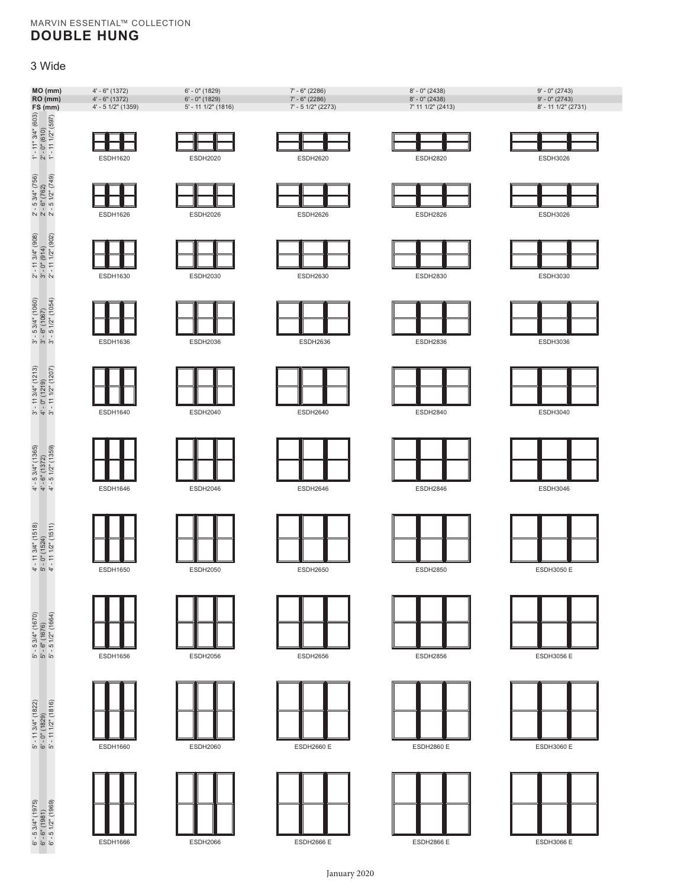MARVIN ESSENTIAL™ COLLECTION
# DOUBLE HUNG

## 3 Wide

| MO (mm) / RO (mm) / FS (mm) | 4' - 6" (1372) / 4' - 6" (1372) / 4' - 5 1/2" (1359) | 6' - 0" (1829) / 6' - 0" (1829) / 5' - 11 1/2" (1816) | 7' - 6" (2286) / 7' - 6" (2286) / 7' - 5 1/2" (2273) | 8' - 0" (2438) / 8' - 0" (2438) / 7' 11 1/2" (2413) | 9' - 0" (2743) / 9' - 0" (2743) / 8' - 11 1/2" (2731) |
|---|---|---|---|---|---|
| 1' - 11" 3/4" (603) / 2' - 0" (610) / 1' - 11 1/2" (597) | ESDH1620 | ESDH2020 | ESDH2620 | ESDH2820 | ESDH3026 |
| 2' - 5 3/4" (756) / 2' - 6" (762) / 2' - 5 1/2" (749) | ESDH1626 | ESDH2026 | ESDH2626 | ESDH2826 | ESDH3026 |
| 2' - 11 3/4" (908) / 3' - 0" (914) / 2' - 11 1/2" (902) | ESDH1630 | ESDH2030 | ESDH2630 | ESDH2830 | ESDH3030 |
| 3' - 5 3/4" (1060) / 3' - 6" (1067) / 3' - 5 1/2" (1054) | ESDH1636 | ESDH2036 | ESDH2636 | ESDH2836 | ESDH3036 |
| 3' - 11 3/4" (1213) / 4' - 0" (1219) / 3' - 11 1/2" (1207) | ESDH1640 | ESDH2040 | ESDH2640 | ESDH2840 | ESDH3040 |
| 4' - 5 3/4" (1365) / 4' - 6" (1372) / 4' - 5 1/2" (1359) | ESDH1646 | ESDH2046 | ESDH2646 | ESDH2846 | ESDH3046 |
| 4' - 11 3/4" (1518) / 5' - 0" (1524) / 4' - 11 1/2" (1511) | ESDH1650 | ESDH2050 | ESDH2650 | ESDH2850 | ESDH3050 E |
| 5' - 5 3/4" (1670) / 5' - 6" (1676) / 5' - 5 1/2" (1664) | ESDH1656 | ESDH2056 | ESDH2656 | ESDH2856 | ESDH3056 E |
| 5' - 11 3/4" (1822) / 6' - 0" (1829) / 5' - 11 1/2" (1816) | ESDH1660 | ESDH2060 | ESDH2660 E | ESDH2860 E | ESDH3060 E |
| 6' - 5 3/4" (1975) / 6' - 6" (1981) / 6' - 5 1/2" (1969) | ESDH1666 | ESDH2066 | ESDH2666 E | ESDH2866 E | ESDH3066 E |

January 2020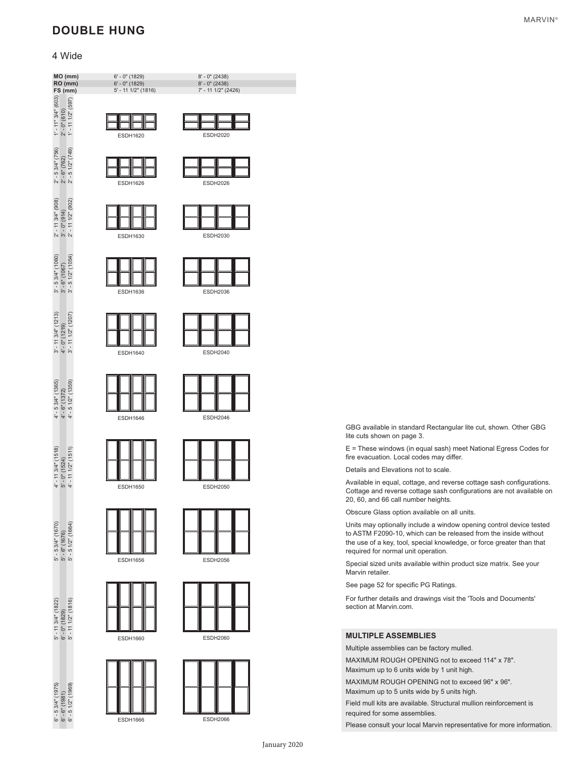# DOUBLE HUNG

## 4 Wide

| MO (mm) / RO (mm) / FS (mm) | 6' - 0" (1829) / 6' - 0" (1829) / 5' - 11 1/2" (1816) | 8' - 0" (2438) / 8' - 0" (2438) / 7' - 11 1/2" (2426) |
|---|---|---|
| 1' - 11" 3/4" (603) / 2' - 0" (610) / 1' - 11 1/2" (597) | ESDH1620 | ESDH2020 |
| 2' - 5 3/4" (756) / 2' - 6" (762) / 2' - 5 1/2" (749) | ESDH1626 | ESDH2026 |
| 2' - 11 3/4" (908) / 3' - 0" (914) / 2' - 11 1/2" (902) | ESDH1630 | ESDH2030 |
| 3' - 5 3/4" (1060) / 3' - 6" (1067) / 3' - 5 1/2" (1054) | ESDH1636 | ESDH2036 |
| 3' - 11 3/4" (1213) / 4' - 0" (1219) / 3' - 11 1/2" (1207) | ESDH1640 | ESDH2040 |
| 4' - 5 3/4" (1365) / 4' - 6" (1372) / 4' - 5 1/2" (1359) | ESDH1646 | ESDH2046 |
| 4' - 11 3/4" (1518) / 5' - 0" (1524) / 4' - 11 1/2" (1511) | ESDH1650 | ESDH2050 |
| 5' - 5 3/4" (1670) / 5' - 6" (1676) / 5' - 5 1/2" (1664) | ESDH1656 | ESDH2056 |
| 5' - 11 3/4" (1822) / 6' - 0" (1829) / 5' - 11 1/2" (1816) | ESDH1660 | ESDH2060 |
| 6' - 5 3/4" (1975) / 6' - 6" (1981) / 6' - 5 1/2" (1969) | ESDH1666 | ESDH2066 |

GBG available in standard Rectangular lite cut, shown. Other GBG lite cuts shown on page 3.

E = These windows (in equal sash) meet National Egress Codes for fire evacuation. Local codes may differ.

Details and Elevations not to scale.

Available in equal, cottage, and reverse cottage sash configurations. Cottage and reverse cottage sash configurations are not available on 20, 60, and 66 call number heights.

Obscure Glass option available on all units.

Units may optionally include a window opening control device tested to ASTM F2090-10, which can be released from the inside without the use of a key, tool, special knowledge, or force greater than that required for normal unit operation.

Special sized units available within product size matrix. See your Marvin retailer.

See page 52 for specific PG Ratings.

For further details and drawings visit the 'Tools and Documents' section at Marvin.com.

### MULTIPLE ASSEMBLIES

Multiple assemblies can be factory mulled.

MAXIMUM ROUGH OPENING not to exceed 114" x 78".
Maximum up to 6 units wide by 1 unit high.

MAXIMUM ROUGH OPENING not to exceed 96" x 96".
Maximum up to 5 units wide by 5 units high.

Field mull kits are available. Structural mullion reinforcement is required for some assemblies.

Please consult your local Marvin representative for more information.

January 2020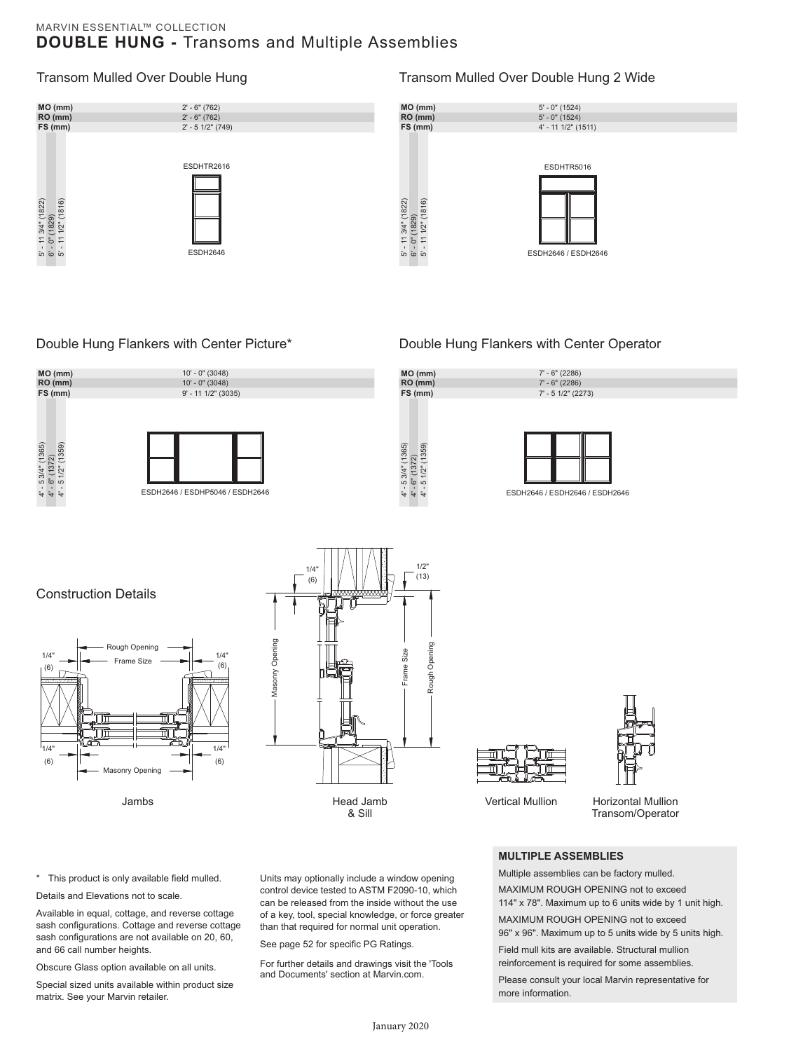MARVIN ESSENTIAL™ COLLECTION

# DOUBLE HUNG - Transoms and Multiple Assemblies

## Transom Mulled Over Double Hung

| | |
|---|---|
| MO (mm) | 2' - 6" (762) |
| RO (mm) | 2' - 6" (762) |
| FS (mm) | 2' - 5 1/2" (749) |

5' - 11 3/4" (1822)
6' - 0" (1829)
5' - 11 1/2" (1816)

ESDHTR2616

ESDH2646

## Transom Mulled Over Double Hung 2 Wide

| | |
|---|---|
| MO (mm) | 5' - 0" (1524) |
| RO (mm) | 5' - 0" (1524) |
| FS (mm) | 4' - 11 1/2" (1511) |

5' - 11 3/4" (1822)
6' - 0" (1829)
5' - 11 1/2" (1816)

ESDHTR5016

ESDH2646 / ESDH2646

## Double Hung Flankers with Center Picture*

| | |
|---|---|
| MO (mm) | 10' - 0" (3048) |
| RO (mm) | 10' - 0" (3048) |
| FS (mm) | 9' - 11 1/2" (3035) |

4' - 5 3/4" (1365)
4' - 6" (1372)
4' - 5 1/2" (1359)

ESDH2646 / ESDHP5046 / ESDH2646

## Double Hung Flankers with Center Operator

| | |
|---|---|
| MO (mm) | 7' - 6" (2286) |
| RO (mm) | 7' - 6" (2286) |
| FS (mm) | 7' - 5 1/2" (2273) |

4' - 5 3/4" (1365)
4' - 6" (1372)
4' - 5 1/2" (1359)

ESDH2646 / ESDH2646 / ESDH2646

## Construction Details

Rough Opening
Frame Size
1/4" (6)
1/4" (6)
1/4" (6)
1/4" (6)
Masonry Opening

Jambs

1/4" (6)
1/2" (13)
Masonry Opening
Frame Size
Rough Opening

Head Jamb & Sill

Vertical Mullion

Horizontal Mullion Transom/Operator

\* This product is only available field mulled.

Details and Elevations not to scale.

Available in equal, cottage, and reverse cottage sash configurations. Cottage and reverse cottage sash configurations are not available on 20, 60, and 66 call number heights.

Obscure Glass option available on all units.

Special sized units available within product size matrix. See your Marvin retailer.

Units may optionally include a window opening control device tested to ASTM F2090-10, which can be released from the inside without the use of a key, tool, special knowledge, or force greater than that required for normal unit operation.

See page 52 for specific PG Ratings.

For further details and drawings visit the 'Tools and Documents' section at Marvin.com.

### MULTIPLE ASSEMBLIES

Multiple assemblies can be factory mulled.

MAXIMUM ROUGH OPENING not to exceed 114" x 78". Maximum up to 6 units wide by 1 unit high.

MAXIMUM ROUGH OPENING not to exceed 96" x 96". Maximum up to 5 units wide by 5 units high.

Field mull kits are available. Structural mullion reinforcement is required for some assemblies.

Please consult your local Marvin representative for more information.

January 2020